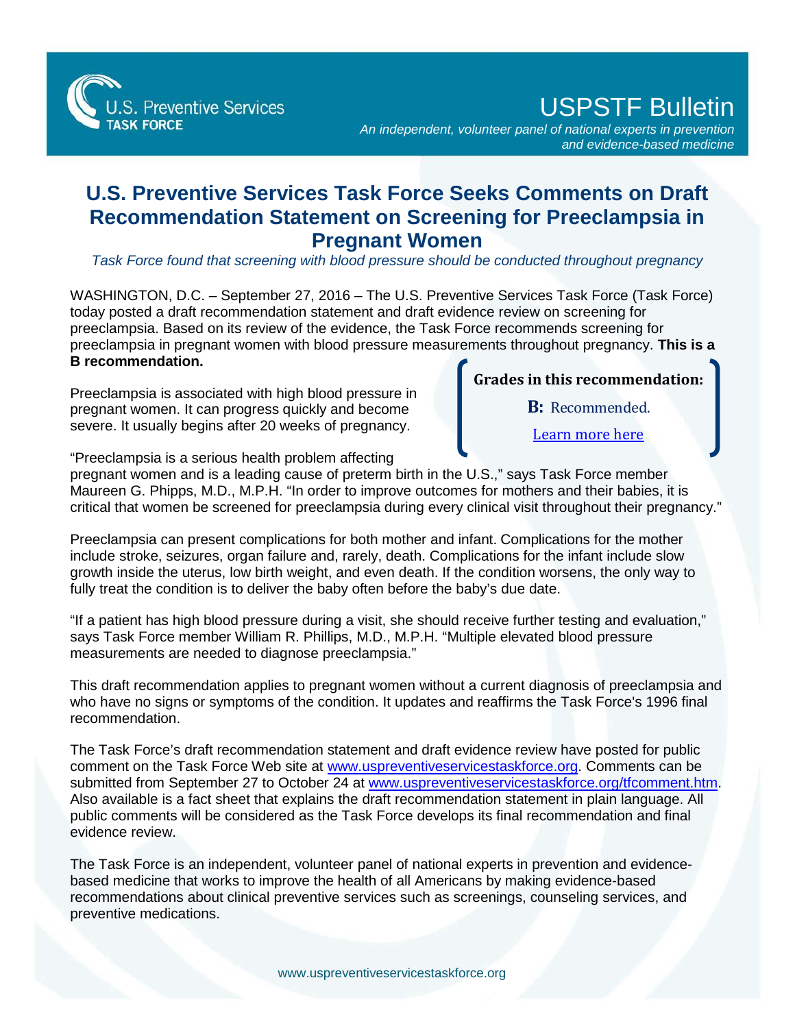U.S. Preventive Services TASK FORCE

# USPSTF Bulletin

*An independent, volunteer panel of national experts in prevention and evidence-based medicine*

# U.S. Preventive Services Task Force Seeks Comments on Draft Recommendation Statement on Screening for Preeclampsia in Pregnant Women

*Task Force found that screening with blood pressure should be conducted throughout pregnancy*

WASHINGTON, D.C. – September 27, 2016 – The U.S. Preventive Services Task Force (Task Force) today posted a draft recommendation statement and draft evidence review on screening for preeclampsia. Based on its review of the evidence, the Task Force recommends screening for preeclampsia in pregnant women with blood pressure measurements throughout pregnancy. **This is a B recommendation.**

> **Grades in this recommendation:**
>
> **B:** Recommended.
>
> [Learn more here]

Preeclampsia is associated with high blood pressure in pregnant women. It can progress quickly and become severe. It usually begins after 20 weeks of pregnancy.

"Preeclampsia is a serious health problem affecting pregnant women and is a leading cause of preterm birth in the U.S.," says Task Force member Maureen G. Phipps, M.D., M.P.H. "In order to improve outcomes for mothers and their babies, it is critical that women be screened for preeclampsia during every clinical visit throughout their pregnancy."

Preeclampsia can present complications for both mother and infant. Complications for the mother include stroke, seizures, organ failure and, rarely, death. Complications for the infant include slow growth inside the uterus, low birth weight, and even death. If the condition worsens, the only way to fully treat the condition is to deliver the baby often before the baby's due date.

"If a patient has high blood pressure during a visit, she should receive further testing and evaluation," says Task Force member William R. Phillips, M.D., M.P.H. "Multiple elevated blood pressure measurements are needed to diagnose preeclampsia."

This draft recommendation applies to pregnant women without a current diagnosis of preeclampsia and who have no signs or symptoms of the condition. It updates and reaffirms the Task Force's 1996 final recommendation.

The Task Force's draft recommendation statement and draft evidence review have posted for public comment on the Task Force Web site at www.uspreventiveservicestaskforce.org. Comments can be submitted from September 27 to October 24 at www.uspreventiveservicestaskforce.org/tfcomment.htm. Also available is a fact sheet that explains the draft recommendation statement in plain language. All public comments will be considered as the Task Force develops its final recommendation and final evidence review.

The Task Force is an independent, volunteer panel of national experts in prevention and evidence-based medicine that works to improve the health of all Americans by making evidence-based recommendations about clinical preventive services such as screenings, counseling services, and preventive medications.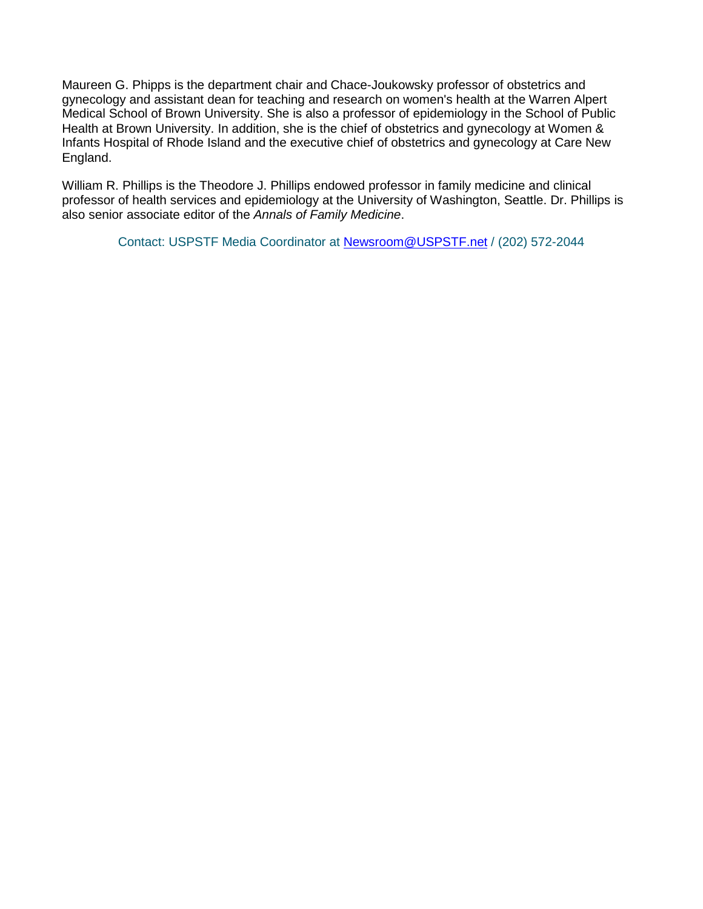Maureen G. Phipps is the department chair and Chace-Joukowsky professor of obstetrics and gynecology and assistant dean for teaching and research on women's health at the Warren Alpert Medical School of Brown University. She is also a professor of epidemiology in the School of Public Health at Brown University. In addition, she is the chief of obstetrics and gynecology at Women & Infants Hospital of Rhode Island and the executive chief of obstetrics and gynecology at Care New England.

William R. Phillips is the Theodore J. Phillips endowed professor in family medicine and clinical professor of health services and epidemiology at the University of Washington, Seattle. Dr. Phillips is also senior associate editor of the *Annals of Family Medicine*.

Contact: USPSTF Media Coordinator at [Newsroom@USPSTF.net](mailto:Newsroom@USPSTF.net) / (202) 572-2044